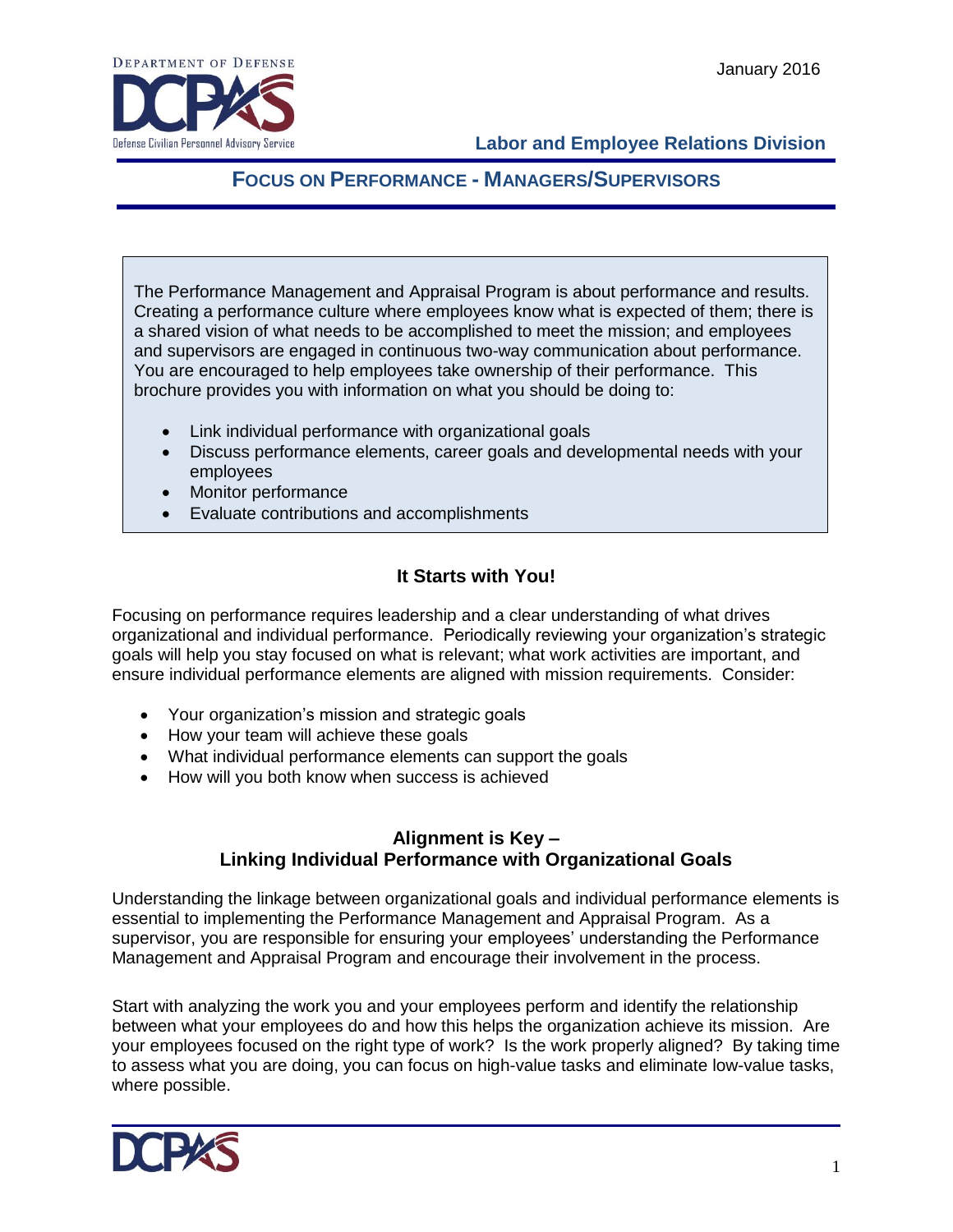January 2016

Department of Defense
DCPAS
Defense Civilian Personnel Advisory Service

**Labor and Employee Relations Division**

# FOCUS ON PERFORMANCE - MANAGERS/SUPERVISORS

The Performance Management and Appraisal Program is about performance and results. Creating a performance culture where employees know what is expected of them; there is a shared vision of what needs to be accomplished to meet the mission; and employees and supervisors are engaged in continuous two-way communication about performance. You are encouraged to help employees take ownership of their performance. This brochure provides you with information on what you should be doing to:

- Link individual performance with organizational goals
- Discuss performance elements, career goals and developmental needs with your employees
- Monitor performance
- Evaluate contributions and accomplishments

## It Starts with You!

Focusing on performance requires leadership and a clear understanding of what drives organizational and individual performance. Periodically reviewing your organization's strategic goals will help you stay focused on what is relevant; what work activities are important, and ensure individual performance elements are aligned with mission requirements. Consider:

- Your organization's mission and strategic goals
- How your team will achieve these goals
- What individual performance elements can support the goals
- How will you both know when success is achieved

## Alignment is Key – Linking Individual Performance with Organizational Goals

Understanding the linkage between organizational goals and individual performance elements is essential to implementing the Performance Management and Appraisal Program. As a supervisor, you are responsible for ensuring your employees' understanding the Performance Management and Appraisal Program and encourage their involvement in the process.

Start with analyzing the work you and your employees perform and identify the relationship between what your employees do and how this helps the organization achieve its mission. Are your employees focused on the right type of work? Is the work properly aligned? By taking time to assess what you are doing, you can focus on high-value tasks and eliminate low-value tasks, where possible.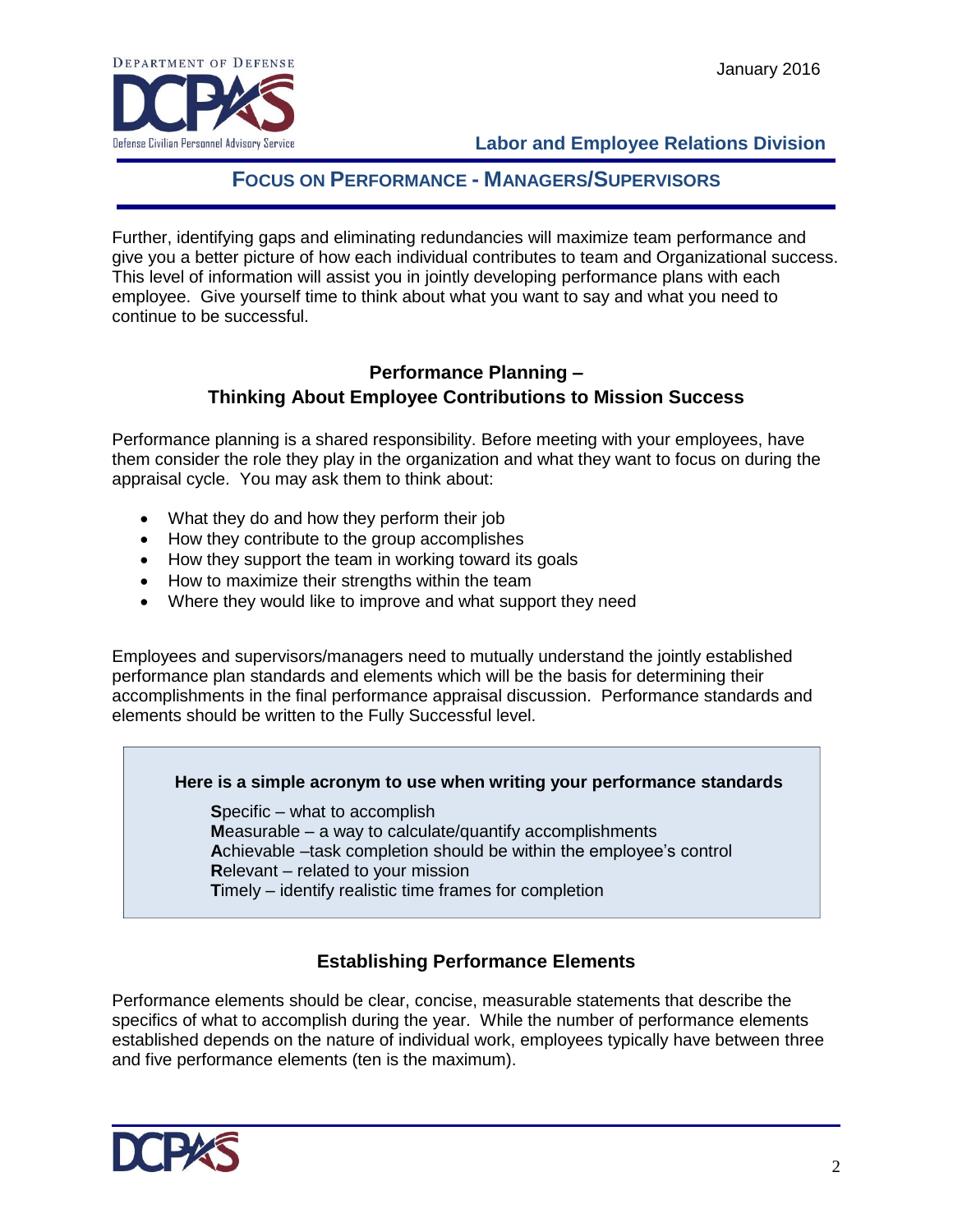Further, identifying gaps and eliminating redundancies will maximize team performance and give you a better picture of how each individual contributes to team and Organizational success. This level of information will assist you in jointly developing performance plans with each employee. Give yourself time to think about what you want to say and what you need to continue to be successful.

## Performance Planning – Thinking About Employee Contributions to Mission Success

Performance planning is a shared responsibility. Before meeting with your employees, have them consider the role they play in the organization and what they want to focus on during the appraisal cycle. You may ask them to think about:

- What they do and how they perform their job
- How they contribute to the group accomplishes
- How they support the team in working toward its goals
- How to maximize their strengths within the team
- Where they would like to improve and what support they need

Employees and supervisors/managers need to mutually understand the jointly established performance plan standards and elements which will be the basis for determining their accomplishments in the final performance appraisal discussion. Performance standards and elements should be written to the Fully Successful level.

**Here is a simple acronym to use when writing your performance standards**

**S**pecific – what to accomplish
**M**easurable – a way to calculate/quantify accomplishments
**A**chievable –task completion should be within the employee's control
**R**elevant – related to your mission
**T**imely – identify realistic time frames for completion

## Establishing Performance Elements

Performance elements should be clear, concise, measurable statements that describe the specifics of what to accomplish during the year. While the number of performance elements established depends on the nature of individual work, employees typically have between three and five performance elements (ten is the maximum).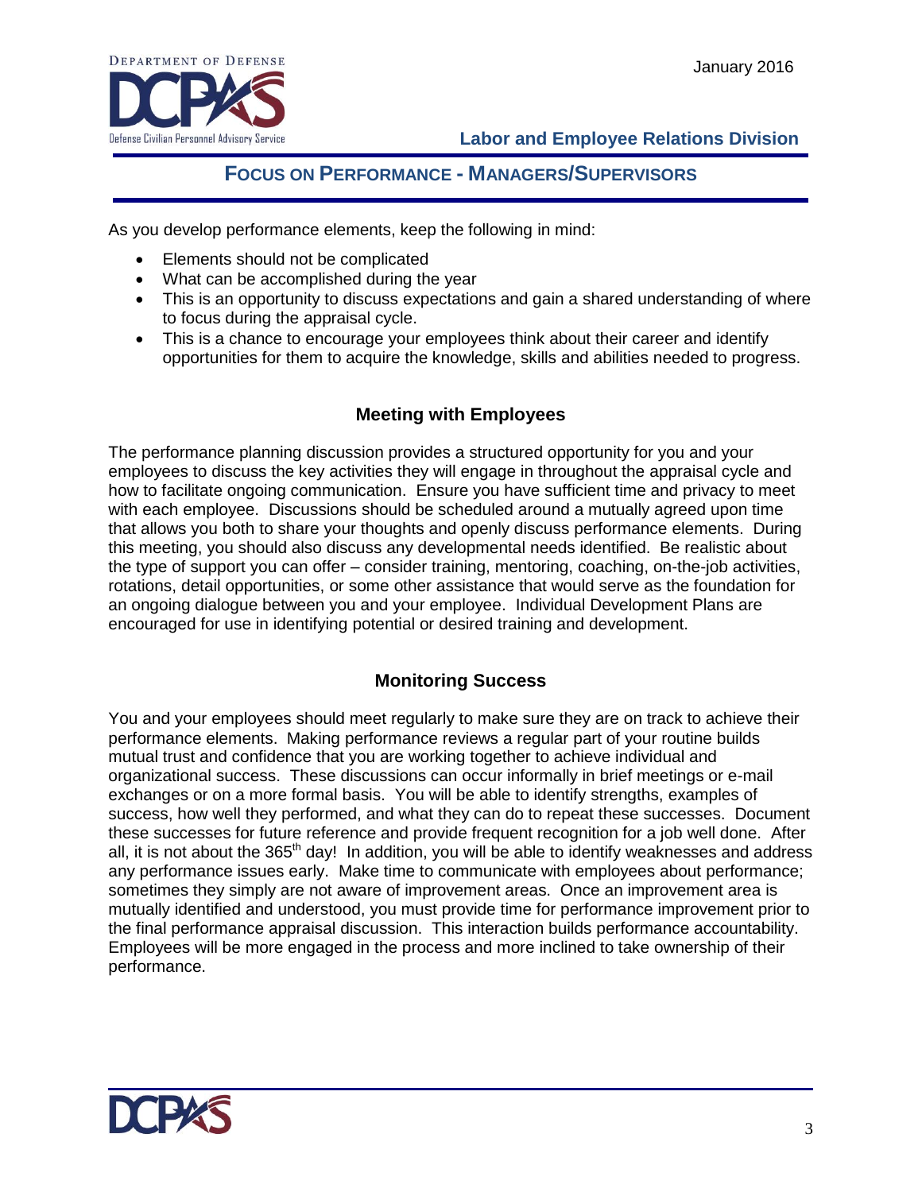As you develop performance elements, keep the following in mind:

- Elements should not be complicated
- What can be accomplished during the year
- This is an opportunity to discuss expectations and gain a shared understanding of where to focus during the appraisal cycle.
- This is a chance to encourage your employees think about their career and identify opportunities for them to acquire the knowledge, skills and abilities needed to progress.

## Meeting with Employees

The performance planning discussion provides a structured opportunity for you and your employees to discuss the key activities they will engage in throughout the appraisal cycle and how to facilitate ongoing communication. Ensure you have sufficient time and privacy to meet with each employee. Discussions should be scheduled around a mutually agreed upon time that allows you both to share your thoughts and openly discuss performance elements. During this meeting, you should also discuss any developmental needs identified. Be realistic about the type of support you can offer – consider training, mentoring, coaching, on-the-job activities, rotations, detail opportunities, or some other assistance that would serve as the foundation for an ongoing dialogue between you and your employee. Individual Development Plans are encouraged for use in identifying potential or desired training and development.

## Monitoring Success

You and your employees should meet regularly to make sure they are on track to achieve their performance elements. Making performance reviews a regular part of your routine builds mutual trust and confidence that you are working together to achieve individual and organizational success. These discussions can occur informally in brief meetings or e-mail exchanges or on a more formal basis. You will be able to identify strengths, examples of success, how well they performed, and what they can do to repeat these successes. Document these successes for future reference and provide frequent recognition for a job well done. After all, it is not about the 365th day! In addition, you will be able to identify weaknesses and address any performance issues early. Make time to communicate with employees about performance; sometimes they simply are not aware of improvement areas. Once an improvement area is mutually identified and understood, you must provide time for performance improvement prior to the final performance appraisal discussion. This interaction builds performance accountability. Employees will be more engaged in the process and more inclined to take ownership of their performance.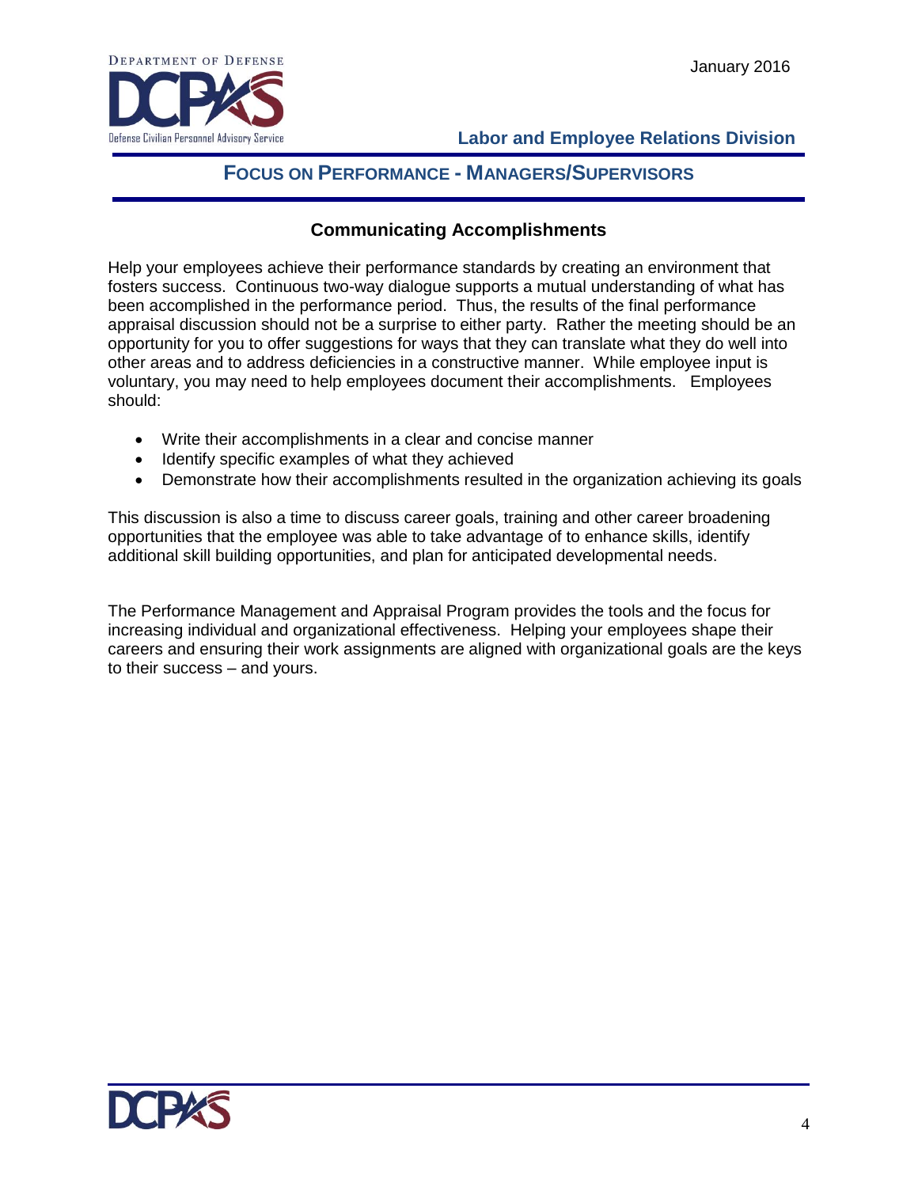## Communicating Accomplishments

Help your employees achieve their performance standards by creating an environment that fosters success. Continuous two-way dialogue supports a mutual understanding of what has been accomplished in the performance period. Thus, the results of the final performance appraisal discussion should not be a surprise to either party. Rather the meeting should be an opportunity for you to offer suggestions for ways that they can translate what they do well into other areas and to address deficiencies in a constructive manner. While employee input is voluntary, you may need to help employees document their accomplishments. Employees should:

- Write their accomplishments in a clear and concise manner
- Identify specific examples of what they achieved
- Demonstrate how their accomplishments resulted in the organization achieving its goals

This discussion is also a time to discuss career goals, training and other career broadening opportunities that the employee was able to take advantage of to enhance skills, identify additional skill building opportunities, and plan for anticipated developmental needs.

The Performance Management and Appraisal Program provides the tools and the focus for increasing individual and organizational effectiveness. Helping your employees shape their careers and ensuring their work assignments are aligned with organizational goals are the keys to their success – and yours.